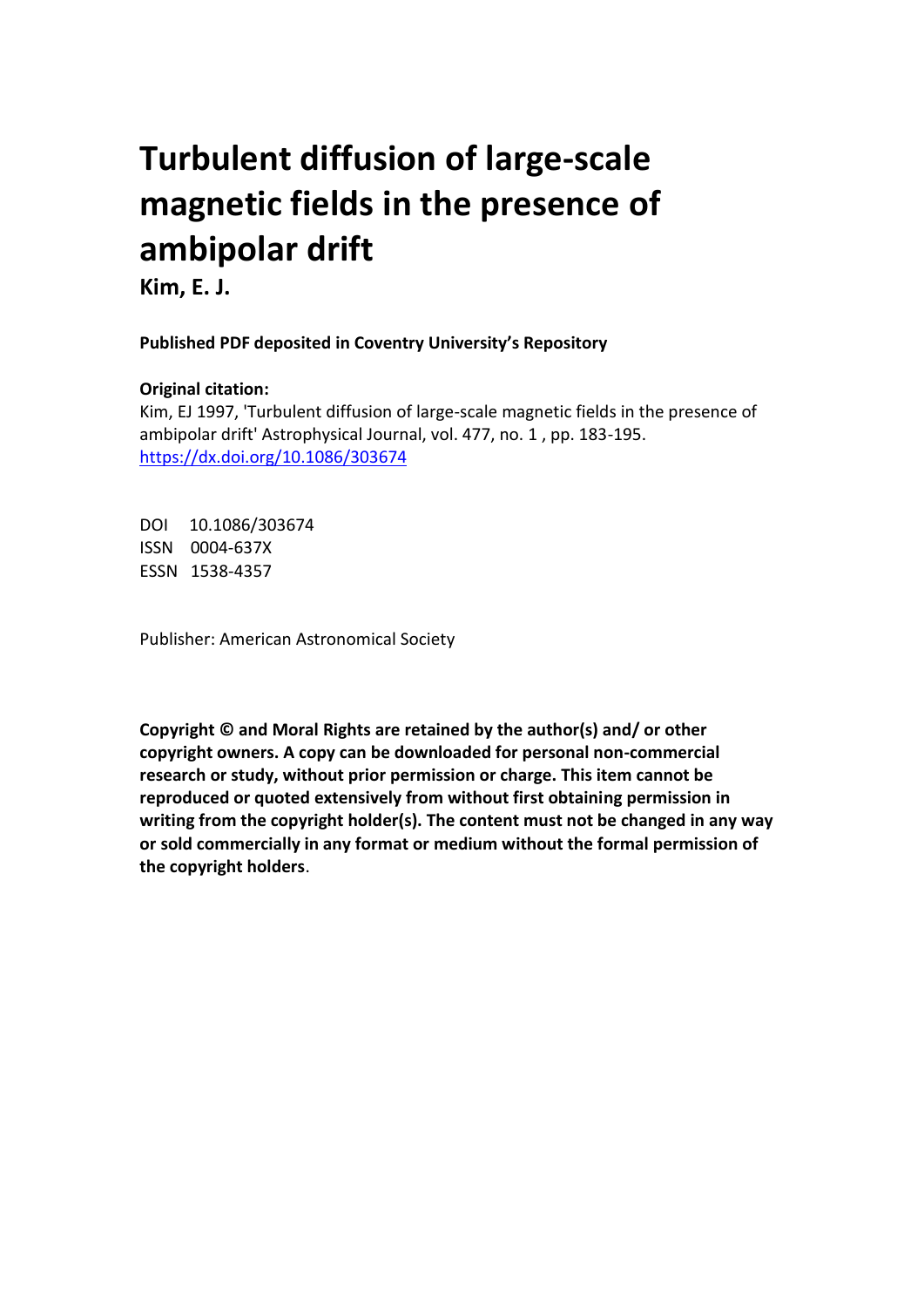# Turbulent diffusion of large-scale magnetic fields in the presence of ambipolar drift

**Kim, E. J.**

**Published PDF deposited in Coventry University's Repository**

**Original citation:**

Kim, EJ 1997, 'Turbulent diffusion of large-scale magnetic fields in the presence of ambipolar drift' Astrophysical Journal, vol. 477, no. 1 , pp. 183-195.
https://dx.doi.org/10.1086/303674

DOI 10.1086/303674
ISSN 0004-637X
ESSN 1538-4357

Publisher: American Astronomical Society

**Copyright © and Moral Rights are retained by the author(s) and/ or other copyright owners. A copy can be downloaded for personal non-commercial research or study, without prior permission or charge. This item cannot be reproduced or quoted extensively from without first obtaining permission in writing from the copyright holder(s). The content must not be changed in any way or sold commercially in any format or medium without the formal permission of the copyright holders**.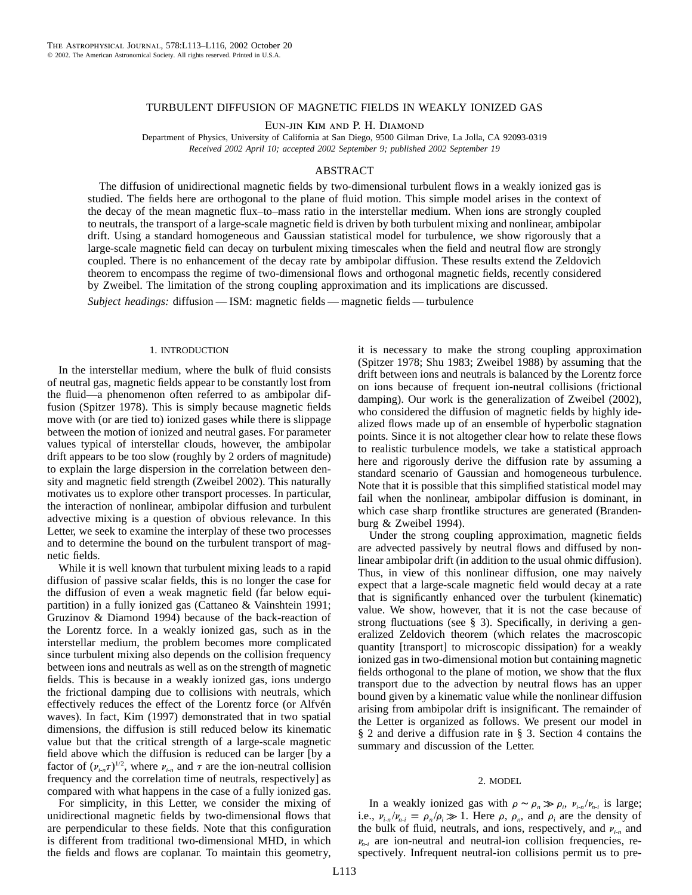THE ASTROPHYSICAL JOURNAL, 578:L113–L116, 2002 October 20
© 2002. The American Astronomical Society. All rights reserved. Printed in U.S.A.

# TURBULENT DIFFUSION OF MAGNETIC FIELDS IN WEAKLY IONIZED GAS

EUN-JIN KIM AND P. H. DIAMOND

Department of Physics, University of California at San Diego, 9500 Gilman Drive, La Jolla, CA 92093-0319

*Received 2002 April 10; accepted 2002 September 9; published 2002 September 19*

## ABSTRACT

The diffusion of unidirectional magnetic fields by two-dimensional turbulent flows in a weakly ionized gas is studied. The fields here are orthogonal to the plane of fluid motion. This simple model arises in the context of the decay of the mean magnetic flux–to–mass ratio in the interstellar medium. When ions are strongly coupled to neutrals, the transport of a large-scale magnetic field is driven by both turbulent mixing and nonlinear, ambipolar drift. Using a standard homogeneous and Gaussian statistical model for turbulence, we show rigorously that a large-scale magnetic field can decay on turbulent mixing timescales when the field and neutral flow are strongly coupled. There is no enhancement of the decay rate by ambipolar diffusion. These results extend the Zeldovich theorem to encompass the regime of two-dimensional flows and orthogonal magnetic fields, recently considered by Zweibel. The limitation of the strong coupling approximation and its implications are discussed.

*Subject headings:* diffusion — ISM: magnetic fields — magnetic fields — turbulence

## 1. INTRODUCTION

In the interstellar medium, where the bulk of fluid consists of neutral gas, magnetic fields appear to be constantly lost from the fluid—a phenomenon often referred to as ambipolar diffusion (Spitzer 1978). This is simply because magnetic fields move with (or are tied to) ionized gases while there is slippage between the motion of ionized and neutral gases. For parameter values typical of interstellar clouds, however, the ambipolar drift appears to be too slow (roughly by 2 orders of magnitude) to explain the large dispersion in the correlation between density and magnetic field strength (Zweibel 2002). This naturally motivates us to explore other transport processes. In particular, the interaction of nonlinear, ambipolar diffusion and turbulent advective mixing is a question of obvious relevance. In this Letter, we seek to examine the interplay of these two processes and to determine the bound on the turbulent transport of magnetic fields.

While it is well known that turbulent mixing leads to a rapid diffusion of passive scalar fields, this is no longer the case for the diffusion of even a weak magnetic field (far below equipartition) in a fully ionized gas (Cattaneo & Vainshtein 1991; Gruzinov & Diamond 1994) because of the back-reaction of the Lorentz force. In a weakly ionized gas, such as in the interstellar medium, the problem becomes more complicated since turbulent mixing also depends on the collision frequency between ions and neutrals as well as on the strength of magnetic fields. This is because in a weakly ionized gas, ions undergo the frictional damping due to collisions with neutrals, which effectively reduces the effect of the Lorentz force (or Alfvén waves). In fact, Kim (1997) demonstrated that in two spatial dimensions, the diffusion is still reduced below its kinematic value but that the critical strength of a large-scale magnetic field above which the diffusion is reduced can be larger [by a factor of $(\nu_{i\text{-}n}\tau)^{1/2}$, where $\nu_{i\text{-}n}$ and $\tau$ are the ion-neutral collision frequency and the correlation time of neutrals, respectively] as compared with what happens in the case of a fully ionized gas.

For simplicity, in this Letter, we consider the mixing of unidirectional magnetic fields by two-dimensional flows that are perpendicular to these fields. Note that this configuration is different from traditional two-dimensional MHD, in which the fields and flows are coplanar. To maintain this geometry, it is necessary to make the strong coupling approximation (Spitzer 1978; Shu 1983; Zweibel 1988) by assuming that the drift between ions and neutrals is balanced by the Lorentz force on ions because of frequent ion-neutral collisions (frictional damping). Our work is the generalization of Zweibel (2002), who considered the diffusion of magnetic fields by highly idealized flows made up of an ensemble of hyperbolic stagnation points. Since it is not altogether clear how to relate these flows to realistic turbulence models, we take a statistical approach here and rigorously derive the diffusion rate by assuming a standard scenario of Gaussian and homogeneous turbulence. Note that it is possible that this simplified statistical model may fail when the nonlinear, ambipolar diffusion is dominant, in which case sharp frontlike structures are generated (Brandenburg & Zweibel 1994).

Under the strong coupling approximation, magnetic fields are advected passively by neutral flows and diffused by nonlinear ambipolar drift (in addition to the usual ohmic diffusion). Thus, in view of this nonlinear diffusion, one may naively expect that a large-scale magnetic field would decay at a rate that is significantly enhanced over the turbulent (kinematic) value. We show, however, that it is not the case because of strong fluctuations (see § 3). Specifically, in deriving a generalized Zeldovich theorem (which relates the macroscopic quantity [transport] to microscopic dissipation) for a weakly ionized gas in two-dimensional motion but containing magnetic fields orthogonal to the plane of motion, we show that the flux transport due to the advection by neutral flows has an upper bound given by a kinematic value while the nonlinear diffusion arising from ambipolar drift is insignificant. The remainder of the Letter is organized as follows. We present our model in § 2 and derive a diffusion rate in § 3. Section 4 contains the summary and discussion of the Letter.

## 2. MODEL

In a weakly ionized gas with $\rho \sim \rho_n \gg \rho_i$, $\nu_{i\text{-}n}/\nu_{n\text{-}i}$ is large; i.e., $\nu_{i\text{-}n}/\nu_{n\text{-}i} = \rho_n/\rho_i \gg 1$. Here $\rho$, $\rho_n$, and $\rho_i$ are the density of the bulk of fluid, neutrals, and ions, respectively, and $\nu_{i\text{-}n}$ and $\nu_{n\text{-}i}$ are ion-neutral and neutral-ion collision frequencies, respectively. Infrequent neutral-ion collisions permit us to pre-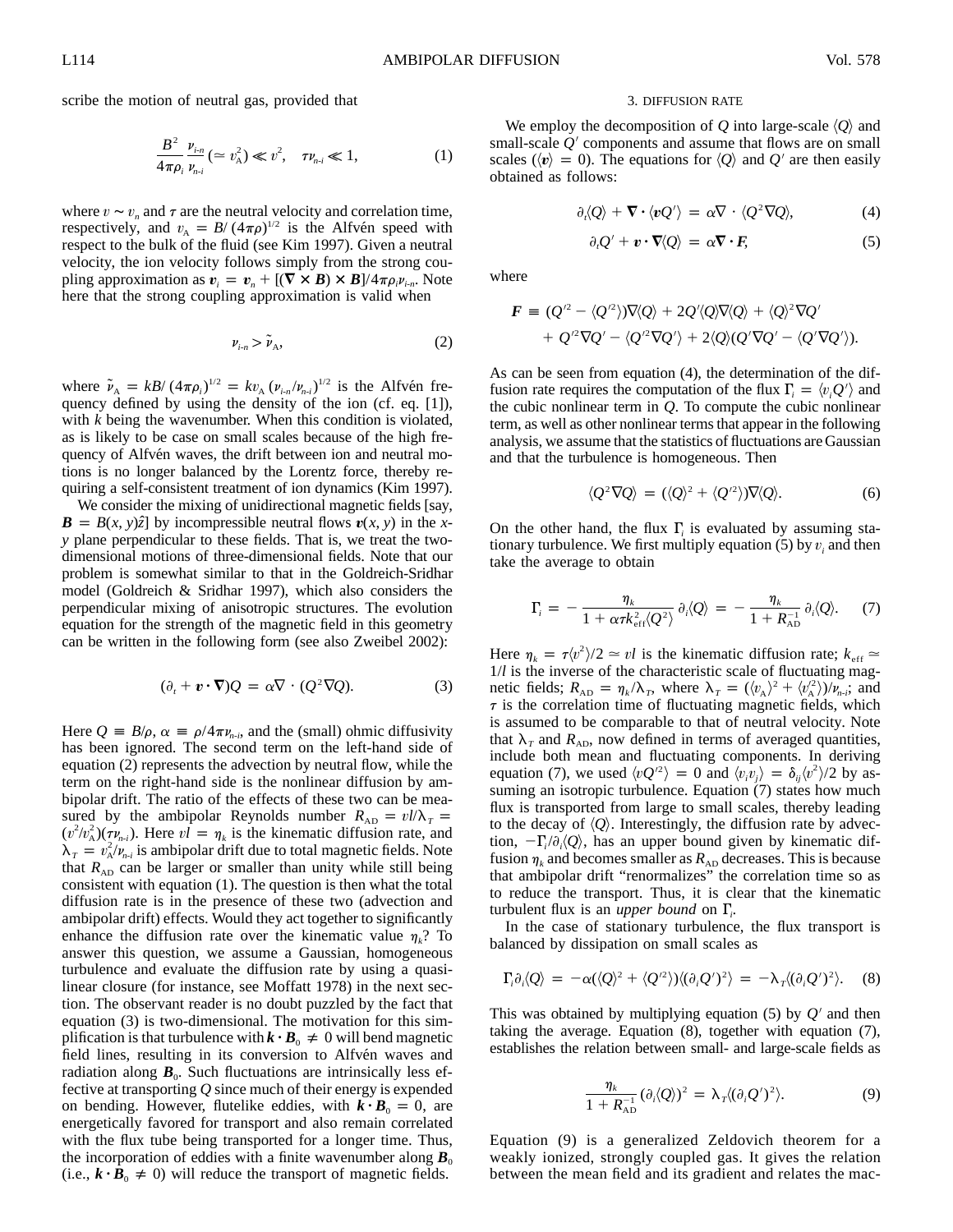scribe the motion of neutral gas, provided that

$$\frac{B^2}{4\pi\rho_i}\frac{\nu_{i\text{-}n}}{\nu_{n\text{-}i}}\,(\simeq v_{\rm A}^2) \ll v^2, \quad \tau\nu_{n\text{-}i} \ll 1, \tag{1}$$

where $v \sim v_n$ and $\tau$ are the neutral velocity and correlation time, respectively, and $v_{\rm A} = B/(4\pi\rho)^{1/2}$ is the Alfvén speed with respect to the bulk of the fluid (see Kim 1997). Given a neutral velocity, the ion velocity follows simply from the strong coupling approximation as $\boldsymbol{v}_i = \boldsymbol{v}_n + [(\boldsymbol{\nabla}\times\boldsymbol{B})\times\boldsymbol{B}]/4\pi\rho_i\nu_{i\text{-}n}$. Note here that the strong coupling approximation is valid when

$$\nu_{i\text{-}n} > \tilde{\nu}_{\rm A}, \tag{2}$$

where $\tilde{\nu}_{\rm A} = kB/(4\pi\rho_i)^{1/2} = kv_{\rm A}(\nu_{i\text{-}n}/\nu_{n\text{-}i})^{1/2}$ is the Alfvén frequency defined by using the density of the ion (cf. eq. [1]), with $k$ being the wavenumber. When this condition is violated, as is likely to be case on small scales because of the high frequency of Alfvén waves, the drift between ion and neutral motions is no longer balanced by the Lorentz force, thereby requiring a self-consistent treatment of ion dynamics (Kim 1997).

We consider the mixing of unidirectional magnetic fields [say, $\boldsymbol{B} = B(x, y)\hat{z}$] by incompressible neutral flows $\boldsymbol{v}(x, y)$ in the $x$-$y$ plane perpendicular to these fields. That is, we treat the two-dimensional motions of three-dimensional fields. Note that our problem is somewhat similar to that in the Goldreich-Sridhar model (Goldreich & Sridhar 1997), which also considers the perpendicular mixing of anisotropic structures. The evolution equation for the strength of the magnetic field in this geometry can be written in the following form (see also Zweibel 2002):

$$(\partial_t + \boldsymbol{v}\cdot\boldsymbol{\nabla})Q = \alpha\nabla\cdot(Q^2\nabla Q). \tag{3}$$

Here $Q \equiv B/\rho$, $\alpha \equiv \rho/4\pi\nu_{n\text{-}i}$, and the (small) ohmic diffusivity has been ignored. The second term on the left-hand side of equation (2) represents the advection by neutral flow, while the term on the right-hand side is the nonlinear diffusion by ambipolar drift. The ratio of the effects of these two can be measured by the ambipolar Reynolds number $R_{\rm AD} = vl/\lambda_T = (v^2/v_{\rm A}^2)(\tau\nu_{n\text{-}i})$. Here $vl = \eta_k$ is the kinematic diffusion rate, and $\lambda_T = v_{\rm A}^2/\nu_{n\text{-}i}$ is ambipolar drift due to total magnetic fields. Note that $R_{\rm AD}$ can be larger or smaller than unity while still being consistent with equation (1). The question is then what the total diffusion rate is in the presence of these two (advection and ambipolar drift) effects. Would they act together to significantly enhance the diffusion rate over the kinematic value $\eta_k$? To answer this question, we assume a Gaussian, homogeneous turbulence and evaluate the diffusion rate by using a quasi-linear closure (for instance, see Moffatt 1978) in the next section. The observant reader is no doubt puzzled by the fact that equation (3) is two-dimensional. The motivation for this simplification is that turbulence with $\boldsymbol{k}\cdot\boldsymbol{B}_0 \neq 0$ will bend magnetic field lines, resulting in its conversion to Alfvén waves and radiation along $\boldsymbol{B}_0$. Such fluctuations are intrinsically less effective at transporting $Q$ since much of their energy is expended on bending. However, flutelike eddies, with $\boldsymbol{k}\cdot\boldsymbol{B}_0 = 0$, are energetically favored for transport and also remain correlated with the flux tube being transported for a longer time. Thus, the incorporation of eddies with a finite wavenumber along $\boldsymbol{B}_0$ (i.e., $\boldsymbol{k}\cdot\boldsymbol{B}_0 \neq 0$) will reduce the transport of magnetic fields.

## 3. DIFFUSION RATE

We employ the decomposition of $Q$ into large-scale $\langle Q\rangle$ and small-scale $Q'$ components and assume that flows are on small scales ($\langle \boldsymbol{v}\rangle = 0$). The equations for $\langle Q\rangle$ and $Q'$ are then easily obtained as follows:

$$\partial_t\langle Q\rangle + \boldsymbol{\nabla}\cdot\langle \boldsymbol{v}Q'\rangle = \alpha\nabla\cdot\langle Q^2\nabla Q\rangle, \tag{4}$$

$$\partial_t Q' + \boldsymbol{v}\cdot\boldsymbol{\nabla}\langle Q\rangle = \alpha\boldsymbol{\nabla}\cdot\boldsymbol{F}, \tag{5}$$

where

$$\boldsymbol{F} \equiv (Q'^2 - \langle Q'^2\rangle)\nabla\langle Q\rangle + 2Q'\langle Q\rangle\nabla\langle Q\rangle + \langle Q\rangle^2\nabla Q' + Q'^2\nabla Q' - \langle Q'^2\nabla Q'\rangle + 2\langle Q\rangle(Q'\nabla Q' - \langle Q'\nabla Q'\rangle).$$

As can be seen from equation (4), the determination of the diffusion rate requires the computation of the flux $\Gamma_i = \langle v_i Q'\rangle$ and the cubic nonlinear term in $Q$. To compute the cubic nonlinear term, as well as other nonlinear terms that appear in the following analysis, we assume that the statistics of fluctuations are Gaussian and that the turbulence is homogeneous. Then

$$\langle Q^2\nabla Q\rangle = (\langle Q\rangle^2 + \langle Q'^2\rangle)\nabla\langle Q\rangle. \tag{6}$$

On the other hand, the flux $\Gamma_i$ is evaluated by assuming stationary turbulence. We first multiply equation (5) by $v_i$ and then take the average to obtain

$$\Gamma_i = -\frac{\eta_k}{1 + \alpha\tau k_{\rm eff}^2\langle Q^2\rangle}\,\partial_i\langle Q\rangle = -\frac{\eta_k}{1 + R_{\rm AD}^{-1}}\,\partial_i\langle Q\rangle. \tag{7}$$

Here $\eta_k = \tau\langle v^2\rangle/2 \simeq vl$ is the kinematic diffusion rate; $k_{\rm eff} \simeq 1/l$ is the inverse of the characteristic scale of fluctuating magnetic fields; $R_{\rm AD} = \eta_k/\lambda_T$, where $\lambda_T = (\langle v_{\rm A}\rangle^2 + \langle v_{\rm A}'^2\rangle)/\nu_{n\text{-}i}$; and $\tau$ is the correlation time of fluctuating magnetic fields, which is assumed to be comparable to that of neutral velocity. Note that $\lambda_T$ and $R_{\rm AD}$, now defined in terms of averaged quantities, include both mean and fluctuating components. In deriving equation (7), we used $\langle vQ'^2\rangle = 0$ and $\langle v_i v_j\rangle = \delta_{ij}\langle v^2\rangle/2$ by assuming an isotropic turbulence. Equation (7) states how much flux is transported from large to small scales, thereby leading to the decay of $\langle Q\rangle$. Interestingly, the diffusion rate by advection, $-\Gamma_i/\partial_i\langle Q\rangle$, has an upper bound given by kinematic diffusion $\eta_k$ and becomes smaller as $R_{\rm AD}$ decreases. This is because that ambipolar drift "renormalizes" the correlation time so as to reduce the transport. Thus, it is clear that the kinematic turbulent flux is an *upper bound* on $\Gamma_i$.

In the case of stationary turbulence, the flux transport is balanced by dissipation on small scales as

$$\Gamma_i\partial_i\langle Q\rangle = -\alpha(\langle Q\rangle^2 + \langle Q'^2\rangle)\langle(\partial_i Q')^2\rangle = -\lambda_T\langle(\partial_i Q')^2\rangle. \tag{8}$$

This was obtained by multiplying equation (5) by $Q'$ and then taking the average. Equation (8), together with equation (7), establishes the relation between small- and large-scale fields as

$$\frac{\eta_k}{1 + R_{\rm AD}^{-1}}\,(\partial_i\langle Q\rangle)^2 = \lambda_T\langle(\partial_i Q')^2\rangle. \tag{9}$$

Equation (9) is a generalized Zeldovich theorem for a weakly ionized, strongly coupled gas. It gives the relation between the mean field and its gradient and relates the mac-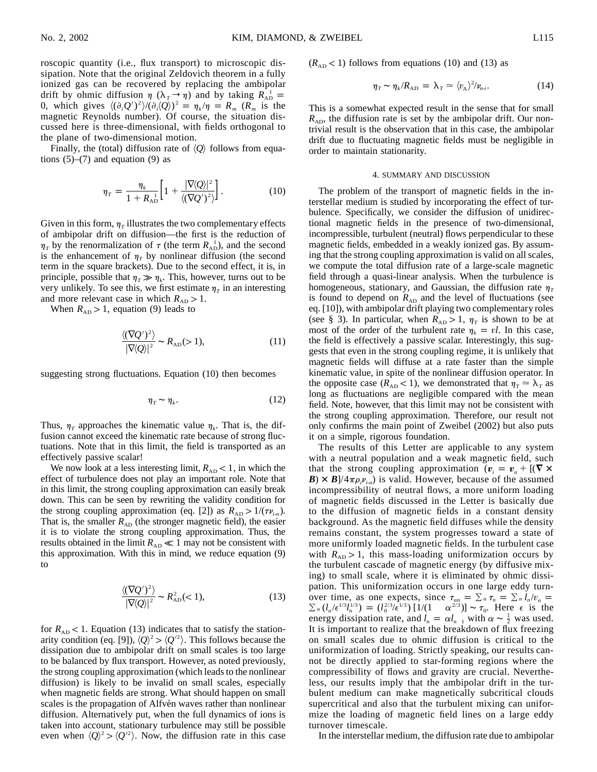roscopic quantity (i.e., flux transport) to microscopic dissipation. Note that the original Zeldovich theorem in a fully ionized gas can be recovered by replacing the ambipolar drift by ohmic diffusion $\eta$ ($\lambda_T \to \eta$) and by taking $R_{\rm AD}^{-1} = 0$, which gives $\langle (\partial_i Q')^2 \rangle / (\partial_i \langle Q \rangle)^2 = \eta_k / \eta = R_m$ ($R_m$ is the magnetic Reynolds number). Of course, the situation discussed here is three-dimensional, with fields orthogonal to the plane of two-dimensional motion.

Finally, the (total) diffusion rate of $\langle Q \rangle$ follows from equations (5)–(7) and equation (9) as

$$\eta_T = \frac{\eta_k}{1 + R_{\rm AD}^{-1}} \left[ 1 + \frac{|\nabla \langle Q \rangle|^2}{\langle (\nabla Q')^2 \rangle} \right]. \tag{10}$$

Given in this form, $\eta_T$ illustrates the two complementary effects of ambipolar drift on diffusion—the first is the reduction of $\eta_T$ by the renormalization of $\tau$ (the term $R_{\rm AD}^{-1}$), and the second is the enhancement of $\eta_T$ by nonlinear diffusion (the second term in the square brackets). Due to the second effect, it is, in principle, possible that $\eta_T \gg \eta_k$. This, however, turns out to be very unlikely. To see this, we first estimate $\eta_T$ in an interesting and more relevant case in which $R_{\rm AD} > 1$.

When $R_{\rm AD} > 1$, equation (9) leads to

$$\frac{\langle (\nabla Q')^2 \rangle}{|\nabla \langle Q \rangle|^2} \sim R_{\rm AD} (> 1), \tag{11}$$

suggesting strong fluctuations. Equation (10) then becomes

$$\eta_T \sim \eta_k. \tag{12}$$

Thus, $\eta_T$ approaches the kinematic value $\eta_k$. That is, the diffusion cannot exceed the kinematic rate because of strong fluctuations. Note that in this limit, the field is transported as an effectively passive scalar!

We now look at a less interesting limit, $R_{\rm AD} < 1$, in which the effect of turbulence does not play an important role. Note that in this limit, the strong coupling approximation can easily break down. This can be seen by rewriting the validity condition for the strong coupling approximation (eq. [2]) as $R_{\rm AD} > 1/(\tau \nu_{i\text{-}n})$. That is, the smaller $R_{\rm AD}$ (the stronger magnetic field), the easier it is to violate the strong coupling approximation. Thus, the results obtained in the limit $R_{\rm AD} \ll 1$ may not be consistent with this approximation. With this in mind, we reduce equation (9) to

$$\frac{\langle (\nabla Q')^2 \rangle}{|\nabla \langle Q \rangle|^2} \sim R_{\rm AD}^2 (< 1), \tag{13}$$

for $R_{\rm AD} < 1$. Equation (13) indicates that to satisfy the stationarity condition (eq. [9]), $\langle Q \rangle^2 > \langle Q'^2 \rangle$. This follows because the dissipation due to ambipolar drift on small scales is too large to be balanced by flux transport. However, as noted previously, the strong coupling approximation (which leads to the nonlinear diffusion) is likely to be invalid on small scales, especially when magnetic fields are strong. What should happen on small scales is the propagation of Alfvén waves rather than nonlinear diffusion. Alternatively put, when the full dynamics of ions is taken into account, stationary turbulence may still be possible even when $\langle Q \rangle^2 > \langle Q'^2 \rangle$. Now, the diffusion rate in this case ($R_{\rm AD} < 1$) follows from equations (10) and (13) as

$$\eta_T \sim \eta_k / R_{\rm AD} = \lambda_T \simeq \langle v_{\rm A} \rangle^2 / \nu_{n\text{-}i}. \tag{14}$$

This is a somewhat expected result in the sense that for small $R_{\rm AD}$, the diffusion rate is set by the ambipolar drift. Our nontrivial result is the observation that in this case, the ambipolar drift due to fluctuating magnetic fields must be negligible in order to maintain stationarity.

## 4. SUMMARY AND DISCUSSION

The problem of the transport of magnetic fields in the interstellar medium is studied by incorporating the effect of turbulence. Specifically, we consider the diffusion of unidirectional magnetic fields in the presence of two-dimensional, incompressible, turbulent (neutral) flows perpendicular to these magnetic fields, embedded in a weakly ionized gas. By assuming that the strong coupling approximation is valid on all scales, we compute the total diffusion rate of a large-scale magnetic field through a quasi-linear analysis. When the turbulence is homogeneous, stationary, and Gaussian, the diffusion rate $\eta_T$ is found to depend on $R_{\rm AD}$ and the level of fluctuations (see eq. [10]), with ambipolar drift playing two complementary roles (see § 3). In particular, when $R_{\rm AD} > 1$, $\eta_T$ is shown to be at most of the order of the turbulent rate $\eta_k = vl$. In this case, the field is effectively a passive scalar. Interestingly, this suggests that even in the strong coupling regime, it is unlikely that magnetic fields will diffuse at a rate faster than the simple kinematic value, in spite of the nonlinear diffusion operator. In the opposite case ($R_{\rm AD} < 1$), we demonstrated that $\eta_T \simeq \lambda_T$ as long as fluctuations are negligible compared with the mean field. Note, however, that this limit may not be consistent with the strong coupling approximation. Therefore, our result not only confirms the main point of Zweibel (2002) but also puts it on a simple, rigorous foundation.

The results of this Letter are applicable to any system with a neutral population and a weak magnetic field, such that the strong coupling approximation ($\boldsymbol{v}_i = \boldsymbol{v}_n + [(\boldsymbol{\nabla} \times \boldsymbol{B}) \times \boldsymbol{B}]/4\pi\rho_i\nu_{i\text{-}n}$) is valid. However, because of the assumed incompressibility of neutral flows, a more uniform loading of magnetic fields discussed in the Letter is basically due to the diffusion of magnetic fields in a constant density background. As the magnetic field diffuses while the density remains constant, the system progresses toward a state of more uniformly loaded magnetic fields. In the turbulent case with $R_{\rm AD} > 1$, this mass-loading uniformization occurs by the turbulent cascade of magnetic energy (by diffusive mixing) to small scale, where it is eliminated by ohmic dissipation. This uniformization occurs in one large eddy turnover time, as one expects, since $\tau_{\rm un} = \sum_n \tau_n = \sum_n l_n / v_n = \sum_n (l_n / \epsilon^{1/3} l_n^{1/3}) = (l_0^{2/3}/\epsilon^{1/3}) [1/(1 - \alpha^{2/3})] \sim \tau_0$. Here $\epsilon$ is the energy dissipation rate, and $l_n = \alpha l_{n-1}$ with $\alpha \sim \frac{1}{2}$ was used. It is important to realize that the breakdown of flux freezing on small scales due to ohmic diffusion is critical to the uniformization of loading. Strictly speaking, our results cannot be directly applied to star-forming regions where the compressibility of flows and gravity are crucial. Nevertheless, our results imply that the ambipolar drift in the turbulent medium can make magnetically subcritical clouds supercritical and also that the turbulent mixing can uniformize the loading of magnetic field lines on a large eddy turnover timescale.

In the interstellar medium, the diffusion rate due to ambipolar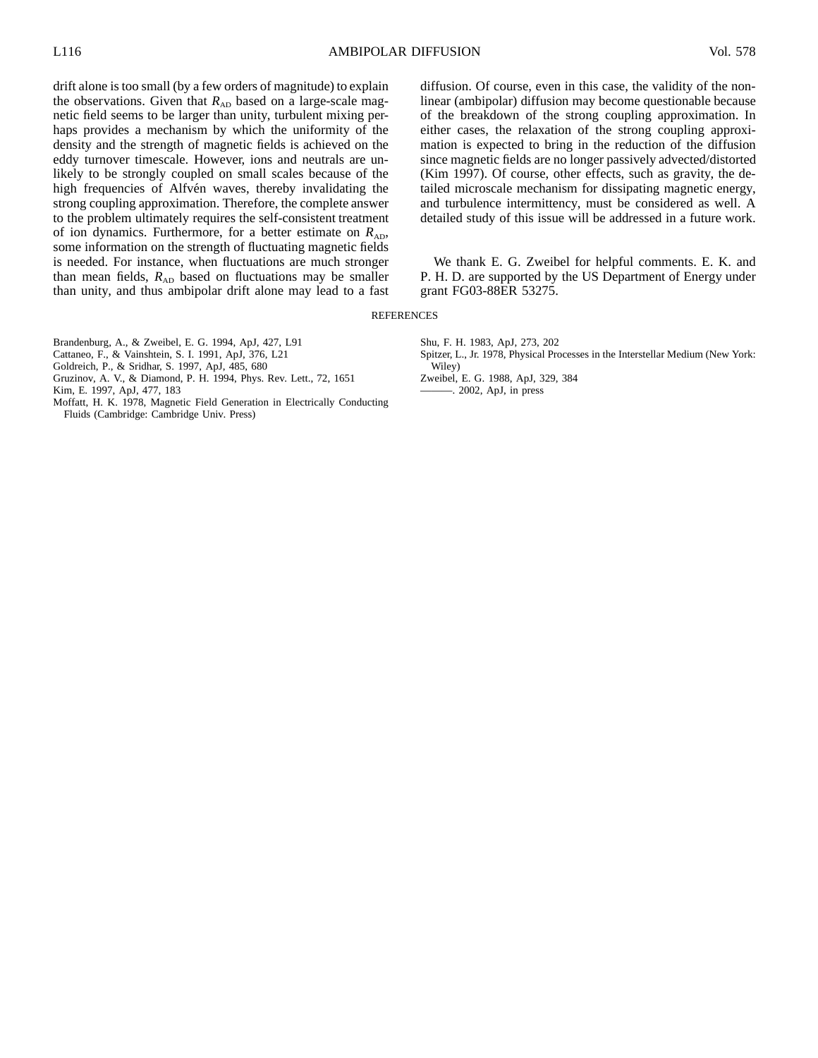drift alone is too small (by a few orders of magnitude) to explain the observations. Given that $R_{AD}$ based on a large-scale magnetic field seems to be larger than unity, turbulent mixing perhaps provides a mechanism by which the uniformity of the density and the strength of magnetic fields is achieved on the eddy turnover timescale. However, ions and neutrals are unlikely to be strongly coupled on small scales because of the high frequencies of Alfvén waves, thereby invalidating the strong coupling approximation. Therefore, the complete answer to the problem ultimately requires the self-consistent treatment of ion dynamics. Furthermore, for a better estimate on $R_{AD}$, some information on the strength of fluctuating magnetic fields is needed. For instance, when fluctuations are much stronger than mean fields, $R_{AD}$ based on fluctuations may be smaller than unity, and thus ambipolar drift alone may lead to a fast diffusion. Of course, even in this case, the validity of the nonlinear (ambipolar) diffusion may become questionable because of the breakdown of the strong coupling approximation. In either cases, the relaxation of the strong coupling approximation is expected to bring in the reduction of the diffusion since magnetic fields are no longer passively advected/distorted (Kim 1997). Of course, other effects, such as gravity, the detailed microscale mechanism for dissipating magnetic energy, and turbulence intermittency, must be considered as well. A detailed study of this issue will be addressed in a future work.

We thank E. G. Zweibel for helpful comments. E. K. and P. H. D. are supported by the US Department of Energy under grant FG03-88ER 53275.

## REFERENCES

Brandenburg, A., & Zweibel, E. G. 1994, ApJ, 427, L91
Cattaneo, F., & Vainshtein, S. I. 1991, ApJ, 376, L21
Goldreich, P., & Sridhar, S. 1997, ApJ, 485, 680
Gruzinov, A. V., & Diamond, P. H. 1994, Phys. Rev. Lett., 72, 1651
Kim, E. 1997, ApJ, 477, 183
Moffatt, H. K. 1978, Magnetic Field Generation in Electrically Conducting Fluids (Cambridge: Cambridge Univ. Press)
Shu, F. H. 1983, ApJ, 273, 202
Spitzer, L., Jr. 1978, Physical Processes in the Interstellar Medium (New York: Wiley)
Zweibel, E. G. 1988, ApJ, 329, 384
———. 2002, ApJ, in press